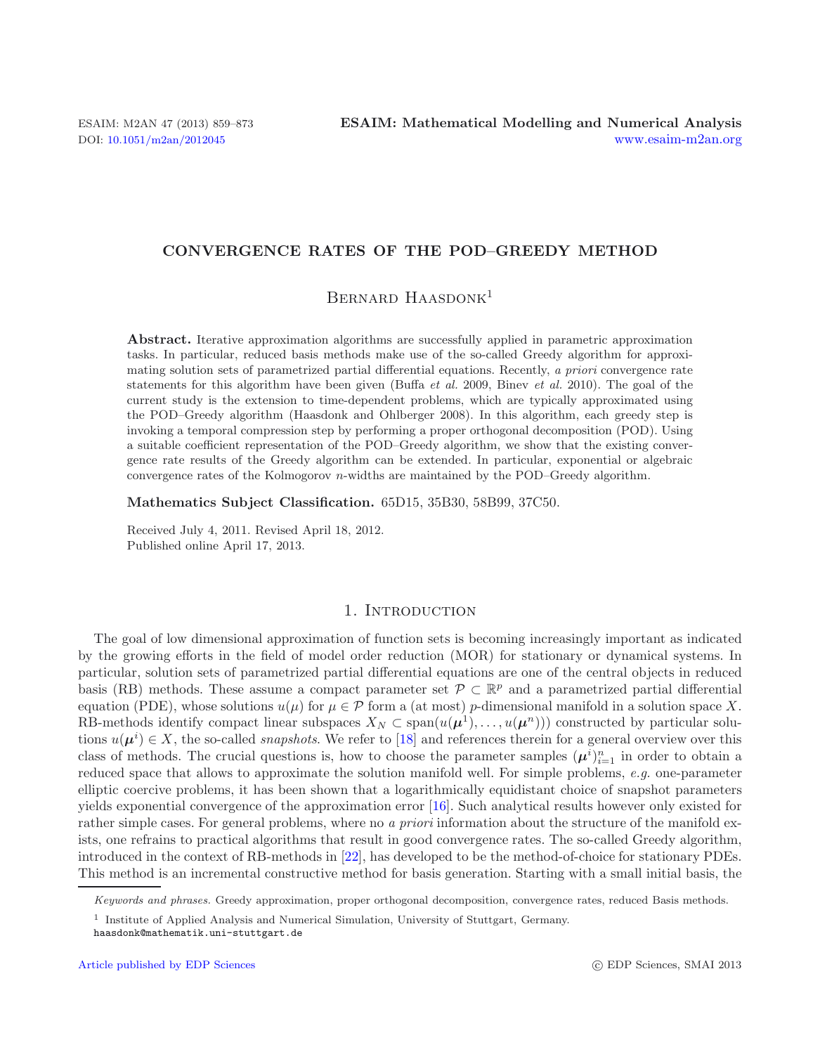# CONVERGENCE RATES OF THE POD–GREEDY METHOD

Bernard Haasdonk[1]

**Abstract.** Iterative approximation algorithms are successfully applied in parametric approximation tasks. In particular, reduced basis methods make use of the so-called Greedy algorithm for approximating solution sets of parametrized partial differential equations. Recently, *a priori* convergence rate statements for this algorithm have been given (Buffa *et al.* 2009, Binev *et al.* 2010). The goal of the current study is the extension to time-dependent problems, which are typically approximated using the POD–Greedy algorithm (Haasdonk and Ohlberger 2008). In this algorithm, each greedy step is invoking a temporal compression step by performing a proper orthogonal decomposition (POD). Using a suitable coefficient representation of the POD–Greedy algorithm, we show that the existing convergence rate results of the Greedy algorithm can be extended. In particular, exponential or algebraic convergence rates of the Kolmogorov $n$-widths are maintained by the POD–Greedy algorithm.

**Mathematics Subject Classification.** 65D15, 35B30, 58B99, 37C50.

Received July 4, 2011. Revised April 18, 2012.
Published online April 17, 2013.

## 1. Introduction

The goal of low dimensional approximation of function sets is becoming increasingly important as indicated by the growing efforts in the field of model order reduction (MOR) for stationary or dynamical systems. In particular, solution sets of parametrized partial differential equations are one of the central objects in reduced basis (RB) methods. These assume a compact parameter set $\mathcal{P} \subset \mathbb{R}^p$ and a parametrized partial differential equation (PDE), whose solutions $u(\mu)$ for $\mu \in \mathcal{P}$ form a (at most) $p$-dimensional manifold in a solution space $X$. RB-methods identify compact linear subspaces $X_N \subset \operatorname{span}(u(\boldsymbol{\mu}^1), \ldots, u(\boldsymbol{\mu}^n))$ constructed by particular solutions $u(\boldsymbol{\mu}^i) \in X$, the so-called *snapshots*. We refer to [18] and references therein for a general overview over this class of methods. The crucial questions is, how to choose the parameter samples $(\boldsymbol{\mu}^i)_{i=1}^n$ in order to obtain a reduced space that allows to approximate the solution manifold well. For simple problems, *e.g.* one-parameter elliptic coercive problems, it has been shown that a logarithmically equidistant choice of snapshot parameters yields exponential convergence of the approximation error [16]. Such analytical results however only existed for rather simple cases. For general problems, where no *a priori* information about the structure of the manifold exists, one refrains to practical algorithms that result in good convergence rates. The so-called Greedy algorithm, introduced in the context of RB-methods in [22], has developed to be the method-of-choice for stationary PDEs. This method is an incremental constructive method for basis generation. Starting with a small initial basis, the

*Keywords and phrases.* Greedy approximation, proper orthogonal decomposition, convergence rates, reduced Basis methods.

[1] Institute of Applied Analysis and Numerical Simulation, University of Stuttgart, Germany.
haasdonk@mathematik.uni-stuttgart.de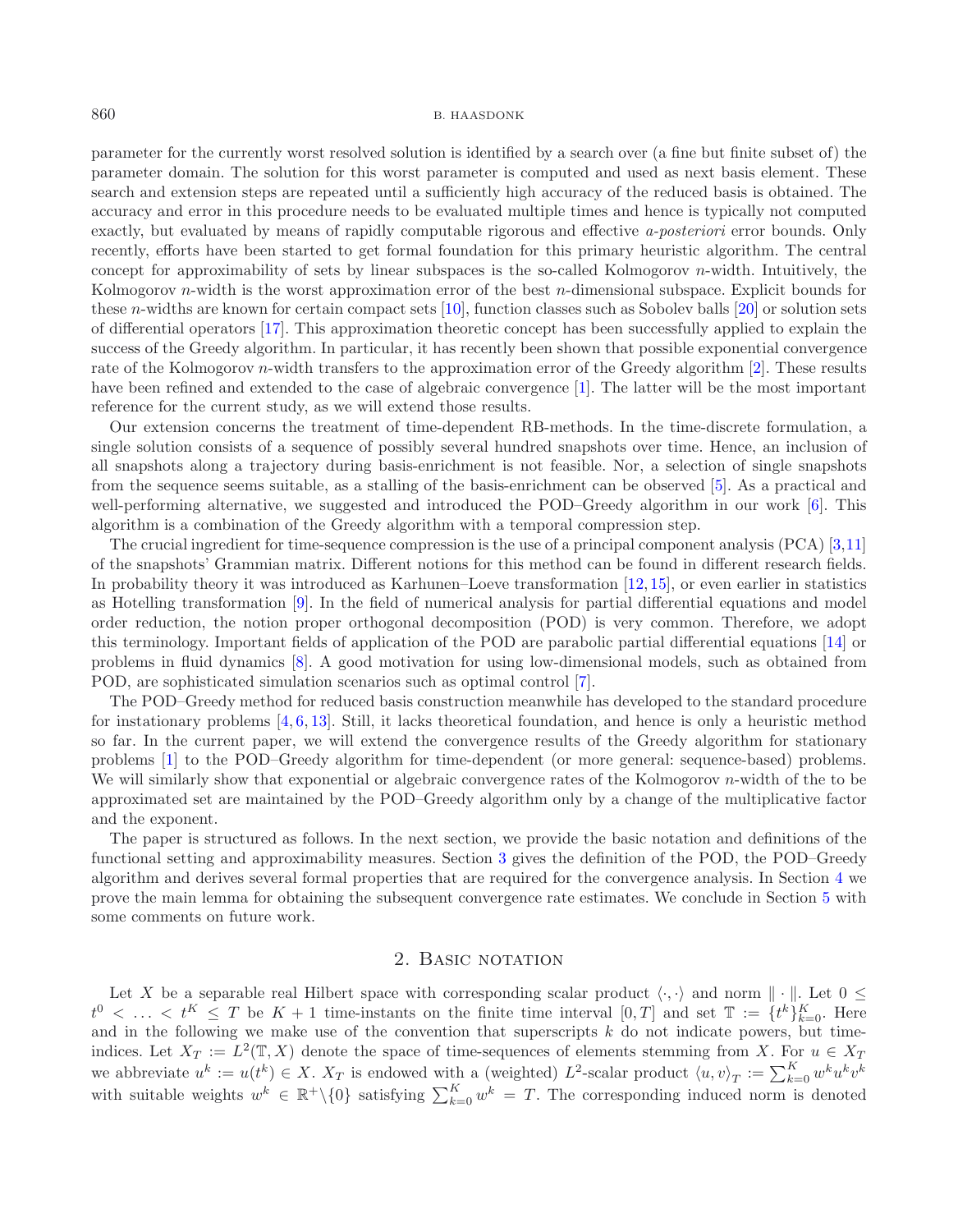parameter for the currently worst resolved solution is identified by a search over (a fine but finite subset of) the parameter domain. The solution for this worst parameter is computed and used as next basis element. These search and extension steps are repeated until a sufficiently high accuracy of the reduced basis is obtained. The accuracy and error in this procedure needs to be evaluated multiple times and hence is typically not computed exactly, but evaluated by means of rapidly computable rigorous and effective *a-posteriori* error bounds. Only recently, efforts have been started to get formal foundation for this primary heuristic algorithm. The central concept for approximability of sets by linear subspaces is the so-called Kolmogorov $n$-width. Intuitively, the Kolmogorov $n$-width is the worst approximation error of the best $n$-dimensional subspace. Explicit bounds for these $n$-widths are known for certain compact sets [10], function classes such as Sobolev balls [20] or solution sets of differential operators [17]. This approximation theoretic concept has been successfully applied to explain the success of the Greedy algorithm. In particular, it has recently been shown that possible exponential convergence rate of the Kolmogorov $n$-width transfers to the approximation error of the Greedy algorithm [2]. These results have been refined and extended to the case of algebraic convergence [1]. The latter will be the most important reference for the current study, as we will extend those results.

Our extension concerns the treatment of time-dependent RB-methods. In the time-discrete formulation, a single solution consists of a sequence of possibly several hundred snapshots over time. Hence, an inclusion of all snapshots along a trajectory during basis-enrichment is not feasible. Nor, a selection of single snapshots from the sequence seems suitable, as a stalling of the basis-enrichment can be observed [5]. As a practical and well-performing alternative, we suggested and introduced the POD–Greedy algorithm in our work [6]. This algorithm is a combination of the Greedy algorithm with a temporal compression step.

The crucial ingredient for time-sequence compression is the use of a principal component analysis (PCA) [3,11] of the snapshots' Grammian matrix. Different notions for this method can be found in different research fields. In probability theory it was introduced as Karhunen–Loeve transformation [12,15], or even earlier in statistics as Hotelling transformation [9]. In the field of numerical analysis for partial differential equations and model order reduction, the notion proper orthogonal decomposition (POD) is very common. Therefore, we adopt this terminology. Important fields of application of the POD are parabolic partial differential equations [14] or problems in fluid dynamics [8]. A good motivation for using low-dimensional models, such as obtained from POD, are sophisticated simulation scenarios such as optimal control [7].

The POD–Greedy method for reduced basis construction meanwhile has developed to the standard procedure for instationary problems [4,6,13]. Still, it lacks theoretical foundation, and hence is only a heuristic method so far. In the current paper, we will extend the convergence results of the Greedy algorithm for stationary problems [1] to the POD–Greedy algorithm for time-dependent (or more general: sequence-based) problems. We will similarly show that exponential or algebraic convergence rates of the Kolmogorov $n$-width of the to be approximated set are maintained by the POD–Greedy algorithm only by a change of the multiplicative factor and the exponent.

The paper is structured as follows. In the next section, we provide the basic notation and definitions of the functional setting and approximability measures. Section 3 gives the definition of the POD, the POD–Greedy algorithm and derives several formal properties that are required for the convergence analysis. In Section 4 we prove the main lemma for obtaining the subsequent convergence rate estimates. We conclude in Section 5 with some comments on future work.

## 2. Basic notation

Let $X$ be a separable real Hilbert space with corresponding scalar product $\langle \cdot, \cdot \rangle$ and norm $\| \cdot \|$. Let $0 \leq t^0 < \ldots < t^K \leq T$ be $K+1$ time-instants on the finite time interval $[0,T]$ and set $\mathbb{T} := \{t^k\}_{k=0}^K$. Here and in the following we make use of the convention that superscripts $k$ do not indicate powers, but time-indices. Let $X_T := L^2(\mathbb{T}, X)$ denote the space of time-sequences of elements stemming from $X$. For $u \in X_T$ we abbreviate $u^k := u(t^k) \in X$. $X_T$ is endowed with a (weighted) $L^2$-scalar product $\langle u, v \rangle_T := \sum_{k=0}^K w^k u^k v^k$ with suitable weights $w^k \in \mathbb{R}^+ \backslash \{0\}$ satisfying $\sum_{k=0}^K w^k = T$. The corresponding induced norm is denoted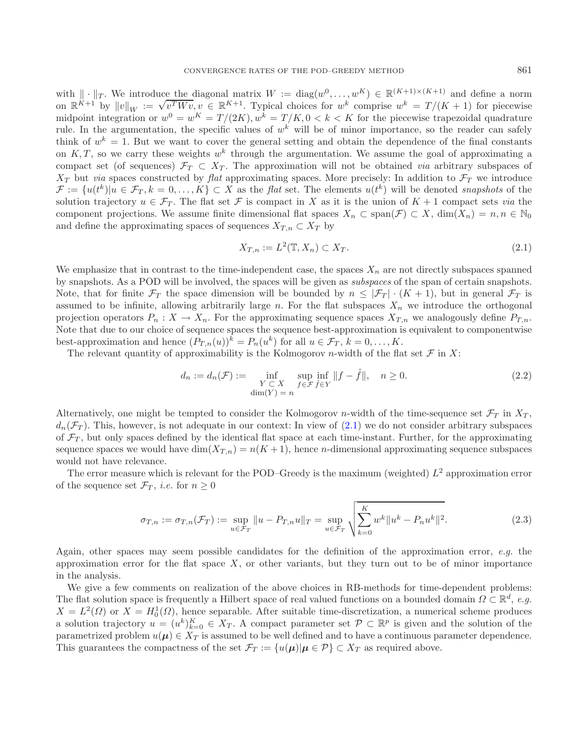with $\|\cdot\|_T$. We introduce the diagonal matrix $W := \mathrm{diag}(w^0, \ldots, w^K) \in \mathbb{R}^{(K+1)\times(K+1)}$ and define a norm on $\mathbb{R}^{K+1}$ by $\|v\|_W := \sqrt{v^T W v}, v \in \mathbb{R}^{K+1}$. Typical choices for $w^k$ comprise $w^k = T/(K+1)$ for piecewise midpoint integration or $w^0 = w^K = T/(2K), w^k = T/K, 0 < k < K$ for the piecewise trapezoidal quadrature rule. In the argumentation, the specific values of $w^k$ will be of minor importance, so the reader can safely think of $w^k = 1$. But we want to cover the general setting and obtain the dependence of the final constants on $K, T$, so we carry these weights $w^k$ through the argumentation. We assume the goal of approximating a compact set (of sequences) $\mathcal{F}_T \subset X_T$. The approximation will not be obtained *via* arbitrary subspaces of $X_T$ but *via* spaces constructed by *flat* approximating spaces. More precisely: In addition to $\mathcal{F}_T$ we introduce $\mathcal{F} := \{u(t^k) | u \in \mathcal{F}_T, k = 0, \ldots, K\} \subset X$ as the *flat* set. The elements $u(t^k)$ will be denoted *snapshots* of the solution trajectory $u \in \mathcal{F}_T$. The flat set $\mathcal{F}$ is compact in $X$ as it is the union of $K+1$ compact sets *via* the component projections. We assume finite dimensional flat spaces $X_n \subset \mathrm{span}(\mathcal{F}) \subset X$, $\dim(X_n) = n, n \in \mathbb{N}_0$ and define the approximating spaces of sequences $X_{T,n} \subset X_T$ by

$$X_{T,n} := L^2(\mathbb{T}, X_n) \subset X_T. \tag{2.1}$$

We emphasize that in contrast to the time-independent case, the spaces $X_n$ are not directly subspaces spanned by snapshots. As a POD will be involved, the spaces will be given as *subspaces* of the span of certain snapshots. Note, that for finite $\mathcal{F}_T$ the space dimension will be bounded by $n \leq |\mathcal{F}_T| \cdot (K+1)$, but in general $\mathcal{F}_T$ is assumed to be infinite, allowing arbitrarily large $n$. For the flat subspaces $X_n$ we introduce the orthogonal projection operators $P_n : X \to X_n$. For the approximating sequence spaces $X_{T,n}$ we analogously define $P_{T,n}$. Note that due to our choice of sequence spaces the sequence best-approximation is equivalent to componentwise best-approximation and hence $(P_{T,n}(u))^k = P_n(u^k)$ for all $u \in \mathcal{F}_T$, $k = 0, \ldots, K$.

The relevant quantity of approximability is the Kolmogorov $n$-width of the flat set $\mathcal{F}$ in $X$:

$$d_n := d_n(\mathcal{F}) := \inf_{\substack{Y \subset X \\ \dim(Y) = n}} \sup_{f \in \mathcal{F}} \inf_{\hat{f} \in Y} \|f - \hat{f}\|, \quad n \geq 0. \tag{2.2}$$

Alternatively, one might be tempted to consider the Kolmogorov $n$-width of the time-sequence set $\mathcal{F}_T$ in $X_T$, $d_n(\mathcal{F}_T)$. This, however, is not adequate in our context: In view of (2.1) we do not consider arbitrary subspaces of $\mathcal{F}_T$, but only spaces defined by the identical flat space at each time-instant. Further, for the approximating sequence spaces we would have $\dim(X_{T,n}) = n(K+1)$, hence $n$-dimensional approximating sequence subspaces would not have relevance.

The error measure which is relevant for the POD–Greedy is the maximum (weighted) $L^2$ approximation error of the sequence set $\mathcal{F}_T$, *i.e.* for $n \geq 0$

$$\sigma_{T,n} := \sigma_{T,n}(\mathcal{F}_T) := \sup_{u \in \mathcal{F}_T} \|u - P_{T,n} u\|_T = \sup_{u \in \mathcal{F}_T} \sqrt{\sum_{k=0}^{K} w^k \|u^k - P_n u^k\|^2}. \tag{2.3}$$

Again, other spaces may seem possible candidates for the definition of the approximation error, *e.g.* the approximation error for the flat space $X$, or other variants, but they turn out to be of minor importance in the analysis.

We give a few comments on realization of the above choices in RB-methods for time-dependent problems: The flat solution space is frequently a Hilbert space of real valued functions on a bounded domain $\Omega \subset \mathbb{R}^d$, *e.g.* $X = L^2(\Omega)$ or $X = H_0^1(\Omega)$, hence separable. After suitable time-discretization, a numerical scheme produces a solution trajectory $u = (u^k)_{k=0}^K \in X_T$. A compact parameter set $\mathcal{P} \subset \mathbb{R}^p$ is given and the solution of the parametrized problem $u(\boldsymbol{\mu}) \in X_T$ is assumed to be well defined and to have a continuous parameter dependence. This guarantees the compactness of the set $\mathcal{F}_T := \{u(\boldsymbol{\mu}) | \boldsymbol{\mu} \in \mathcal{P}\} \subset X_T$ as required above.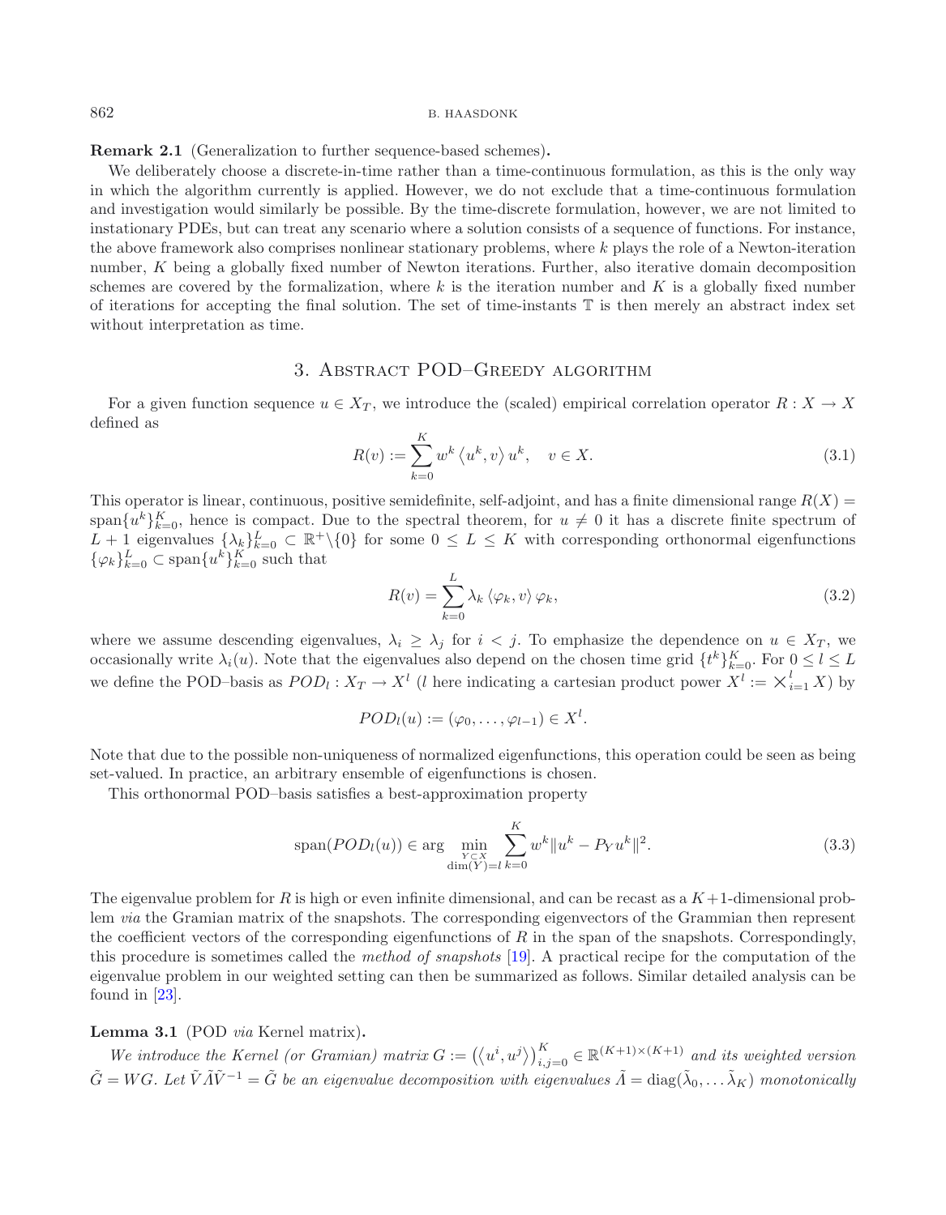**Remark 2.1** (Generalization to further sequence-based schemes)**.**

We deliberately choose a discrete-in-time rather than a time-continuous formulation, as this is the only way in which the algorithm currently is applied. However, we do not exclude that a time-continuous formulation and investigation would similarly be possible. By the time-discrete formulation, however, we are not limited to instationary PDEs, but can treat any scenario where a solution consists of a sequence of functions. For instance, the above framework also comprises nonlinear stationary problems, where $k$ plays the role of a Newton-iteration number, $K$ being a globally fixed number of Newton iterations. Further, also iterative domain decomposition schemes are covered by the formalization, where $k$ is the iteration number and $K$ is a globally fixed number of iterations for accepting the final solution. The set of time-instants $\mathbb{T}$ is then merely an abstract index set without interpretation as time.

## 3. Abstract POD–Greedy algorithm

For a given function sequence $u \in X_T$, we introduce the (scaled) empirical correlation operator $R : X \to X$ defined as

$$R(v) := \sum_{k=0}^{K} w^k \left\langle u^k, v \right\rangle u^k, \quad v \in X. \tag{3.1}$$

This operator is linear, continuous, positive semidefinite, self-adjoint, and has a finite dimensional range $R(X) = \mathrm{span}\{u^k\}_{k=0}^K$, hence is compact. Due to the spectral theorem, for $u \neq 0$ it has a discrete finite spectrum of $L+1$ eigenvalues $\{\lambda_k\}_{k=0}^L \subset \mathbb{R}^+\backslash\{0\}$ for some $0 \leq L \leq K$ with corresponding orthonormal eigenfunctions $\{\varphi_k\}_{k=0}^L \subset \mathrm{span}\{u^k\}_{k=0}^K$ such that

$$R(v) = \sum_{k=0}^{L} \lambda_k \left\langle \varphi_k, v \right\rangle \varphi_k, \tag{3.2}$$

where we assume descending eigenvalues, $\lambda_i \geq \lambda_j$ for $i < j$. To emphasize the dependence on $u \in X_T$, we occasionally write $\lambda_i(u)$. Note that the eigenvalues also depend on the chosen time grid $\{t^k\}_{k=0}^K$. For $0 \leq l \leq L$ we define the POD–basis as $POD_l : X_T \to X^l$ ($l$ here indicating a cartesian product power $X^l := \times_{i=1}^{l} X$) by

$$POD_l(u) := (\varphi_0, \ldots, \varphi_{l-1}) \in X^l.$$

Note that due to the possible non-uniqueness of normalized eigenfunctions, this operation could be seen as being set-valued. In practice, an arbitrary ensemble of eigenfunctions is chosen.

This orthonormal POD–basis satisfies a best-approximation property

$$\mathrm{span}(POD_l(u)) \in \arg \min_{\substack{Y \subset X \\ \dim(Y)=l}} \sum_{k=0}^{K} w^k \|u^k - P_Y u^k\|^2. \tag{3.3}$$

The eigenvalue problem for $R$ is high or even infinite dimensional, and can be recast as a $K+1$-dimensional problem *via* the Gramian matrix of the snapshots. The corresponding eigenvectors of the Grammian then represent the coefficient vectors of the corresponding eigenfunctions of $R$ in the span of the snapshots. Correspondingly, this procedure is sometimes called the *method of snapshots* [19]. A practical recipe for the computation of the eigenvalue problem in our weighted setting can then be summarized as follows. Similar detailed analysis can be found in [23].

**Lemma 3.1** (POD *via* Kernel matrix)**.**

*We introduce the Kernel (or Gramian) matrix* $G := \left(\left\langle u^i, u^j \right\rangle\right)_{i,j=0}^K \in \mathbb{R}^{(K+1)\times(K+1)}$ *and its weighted version* $\tilde{G} = WG$. *Let* $\tilde{V}\tilde{\Lambda}\tilde{V}^{-1} = \tilde{G}$ *be an eigenvalue decomposition with eigenvalues* $\tilde{\Lambda} = \mathrm{diag}(\tilde{\lambda}_0, \ldots \tilde{\lambda}_K)$ *monotonically*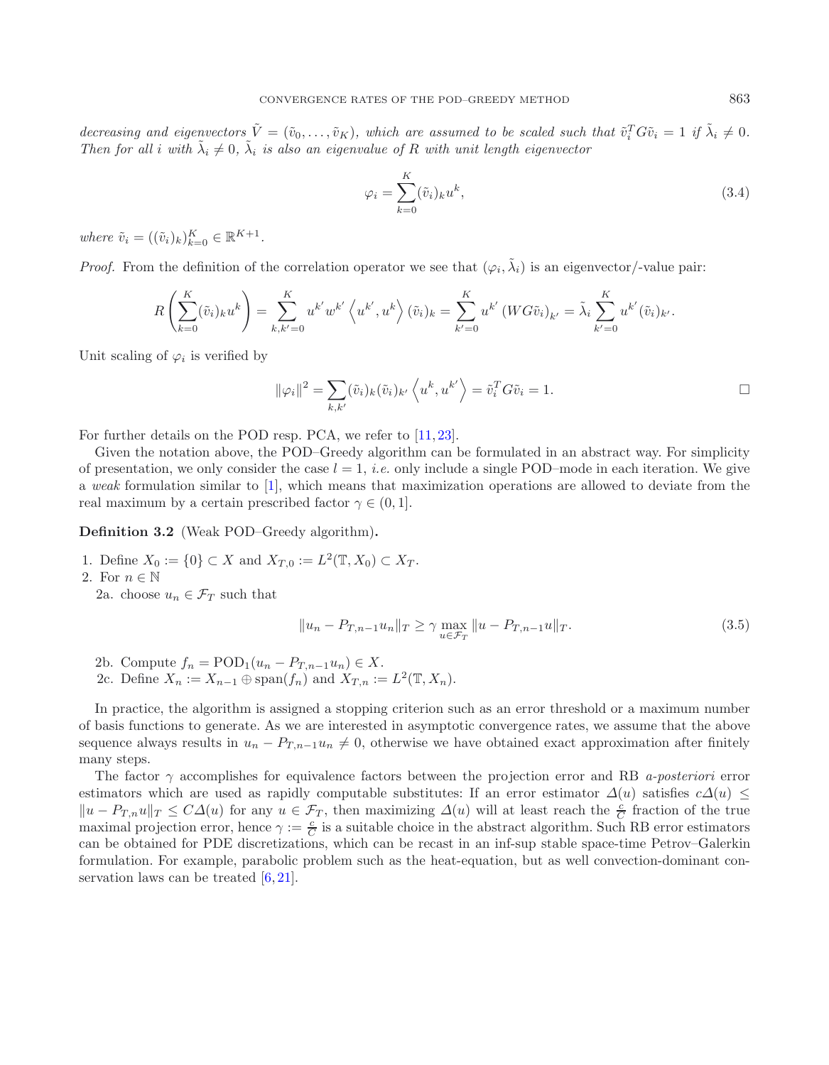*decreasing and eigenvectors $\tilde{V} = (\tilde{v}_0, \dots, \tilde{v}_K)$, which are assumed to be scaled such that $\tilde{v}_i^T G \tilde{v}_i = 1$ if $\tilde{\lambda}_i \neq 0$. Then for all $i$ with $\tilde{\lambda}_i \neq 0$, $\tilde{\lambda}_i$ is also an eigenvalue of $R$ with unit length eigenvector*

$$\varphi_i = \sum_{k=0}^{K} (\tilde{v}_i)_k u^k, \tag{3.4}$$

*where $\tilde{v}_i = ((\tilde{v}_i)_k)_{k=0}^K \in \mathbb{R}^{K+1}$.*

*Proof.* From the definition of the correlation operator we see that $(\varphi_i, \tilde{\lambda}_i)$ is an eigenvector/-value pair:

$$R\left(\sum_{k=0}^{K} (\tilde{v}_i)_k u^k\right) = \sum_{k,k'=0}^{K} u^{k'} w^{k'} \left\langle u^{k'}, u^k \right\rangle (\tilde{v}_i)_k = \sum_{k'=0}^{K} u^{k'} \left(WG\tilde{v}_i\right)_{k'} = \tilde{\lambda}_i \sum_{k'=0}^{K} u^{k'} (\tilde{v}_i)_{k'}.$$

Unit scaling of $\varphi_i$ is verified by

$$\|\varphi_i\|^2 = \sum_{k,k'} (\tilde{v}_i)_k (\tilde{v}_i)_{k'} \left\langle u^k, u^{k'} \right\rangle = \tilde{v}_i^T G \tilde{v}_i = 1. \qquad \square$$

For further details on the POD resp. PCA, we refer to [11, 23].

Given the notation above, the POD–Greedy algorithm can be formulated in an abstract way. For simplicity of presentation, we only consider the case $l = 1$, *i.e.* only include a single POD–mode in each iteration. We give a *weak* formulation similar to [1], which means that maximization operations are allowed to deviate from the real maximum by a certain prescribed factor $\gamma \in (0, 1]$.

**Definition 3.2** (Weak POD–Greedy algorithm)**.**

1. Define $X_0 := \{0\} \subset X$ and $X_{T,0} := L^2(\mathbb{T}, X_0) \subset X_T$.
2. For $n \in \mathbb{N}$

   2a. choose $u_n \in \mathcal{F}_T$ such that

   $$\|u_n - P_{T,n-1} u_n\|_T \geq \gamma \max_{u \in \mathcal{F}_T} \|u - P_{T,n-1} u\|_T. \tag{3.5}$$

   2b. Compute $f_n = \mathrm{POD}_1(u_n - P_{T,n-1} u_n) \in X$.

   2c. Define $X_n := X_{n-1} \oplus \mathrm{span}(f_n)$ and $X_{T,n} := L^2(\mathbb{T}, X_n)$.

In practice, the algorithm is assigned a stopping criterion such as an error threshold or a maximum number of basis functions to generate. As we are interested in asymptotic convergence rates, we assume that the above sequence always results in $u_n - P_{T,n-1} u_n \neq 0$, otherwise we have obtained exact approximation after finitely many steps.

The factor $\gamma$ accomplishes for equivalence factors between the projection error and RB *a-posteriori* error estimators which are used as rapidly computable substitutes: If an error estimator $\Delta(u)$ satisfies $c\Delta(u) \leq \|u - P_{T,n} u\|_T \leq C\Delta(u)$ for any $u \in \mathcal{F}_T$, then maximizing $\Delta(u)$ will at least reach the $\frac{c}{C}$ fraction of the true maximal projection error, hence $\gamma := \frac{c}{C}$ is a suitable choice in the abstract algorithm. Such RB error estimators can be obtained for PDE discretizations, which can be recast in an inf-sup stable space-time Petrov–Galerkin formulation. For example, parabolic problem such as the heat-equation, but as well convection-dominant conservation laws can be treated [6, 21].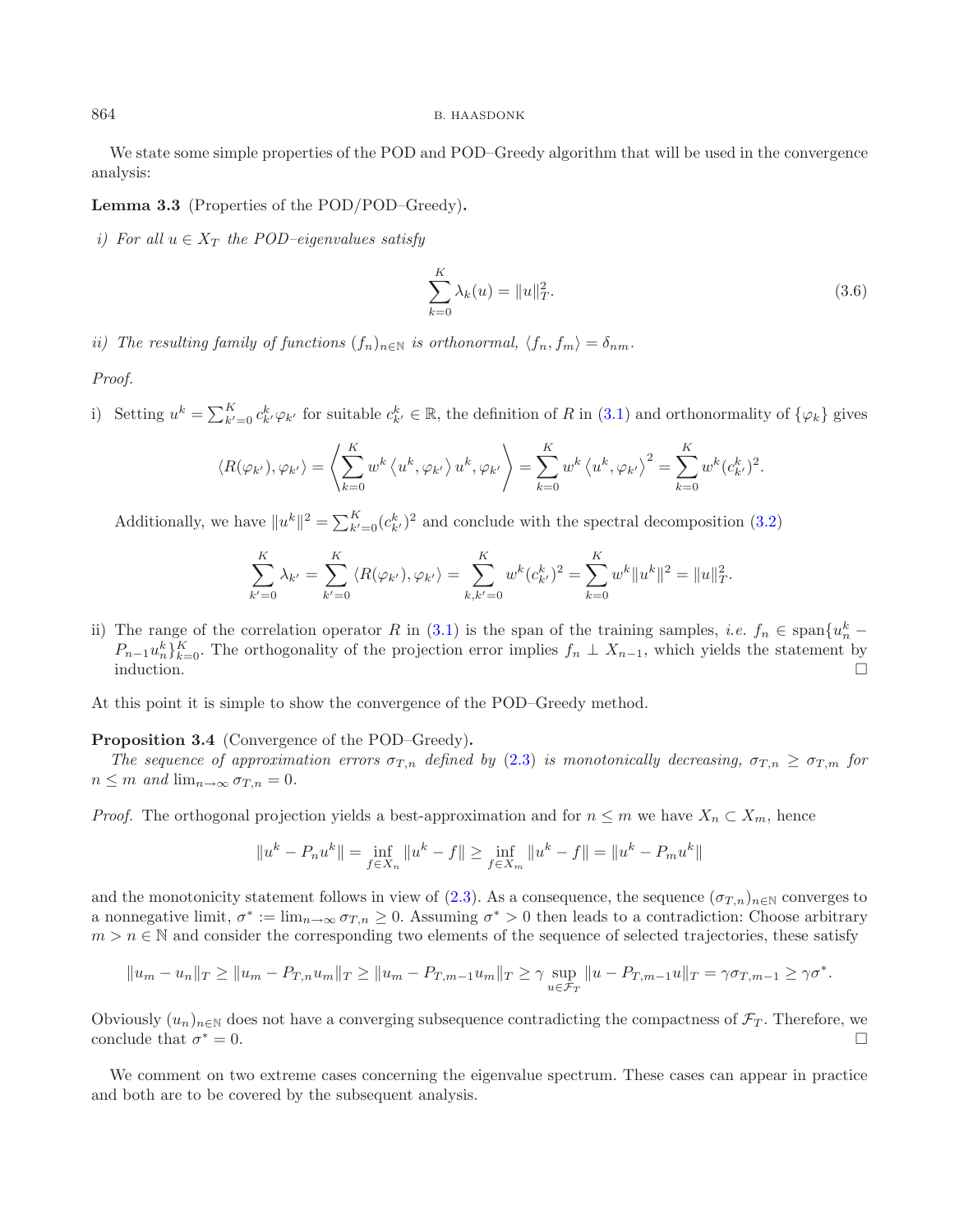We state some simple properties of the POD and POD–Greedy algorithm that will be used in the convergence analysis:

**Lemma 3.3** (Properties of the POD/POD–Greedy)**.**

*i) For all $u \in X_T$ the POD–eigenvalues satisfy*

$$\sum_{k=0}^{K} \lambda_k(u) = \|u\|_T^2. \tag{3.6}$$

*ii) The resulting family of functions $(f_n)_{n\in\mathbb{N}}$ is orthonormal, $\langle f_n, f_m\rangle = \delta_{nm}$.*

*Proof.*

i) Setting $u^k = \sum_{k'=0}^{K} c_{k'}^k \varphi_{k'}$ for suitable $c_{k'}^k \in \mathbb{R}$, the definition of $R$ in (3.1) and orthonormality of $\{\varphi_k\}$ gives

$$\langle R(\varphi_{k'}), \varphi_{k'}\rangle = \left\langle \sum_{k=0}^{K} w^k \left\langle u^k, \varphi_{k'}\right\rangle u^k, \varphi_{k'} \right\rangle = \sum_{k=0}^{K} w^k \left\langle u^k, \varphi_{k'}\right\rangle^2 = \sum_{k=0}^{K} w^k (c_{k'}^k)^2.$$

Additionally, we have $\|u^k\|^2 = \sum_{k'=0}^{K} (c_{k'}^k)^2$ and conclude with the spectral decomposition (3.2)

$$\sum_{k'=0}^{K} \lambda_{k'} = \sum_{k'=0}^{K} \langle R(\varphi_{k'}), \varphi_{k'}\rangle = \sum_{k,k'=0}^{K} w^k (c_{k'}^k)^2 = \sum_{k=0}^{K} w^k \|u^k\|^2 = \|u\|_T^2.$$

ii) The range of the correlation operator $R$ in (3.1) is the span of the training samples, *i.e.* $f_n \in \operatorname{span}\{u_n^k - P_{n-1}u_n^k\}_{k=0}^K$. The orthogonality of the projection error implies $f_n \perp X_{n-1}$, which yields the statement by induction. □

At this point it is simple to show the convergence of the POD–Greedy method.

**Proposition 3.4** (Convergence of the POD–Greedy)**.** *The sequence of approximation errors $\sigma_{T,n}$ defined by (2.3) is monotonically decreasing, $\sigma_{T,n} \geq \sigma_{T,m}$ for $n \leq m$ and $\lim_{n\to\infty} \sigma_{T,n} = 0$.*

*Proof.* The orthogonal projection yields a best-approximation and for $n \leq m$ we have $X_n \subset X_m$, hence

$$\|u^k - P_n u^k\| = \inf_{f\in X_n} \|u^k - f\| \geq \inf_{f\in X_m} \|u^k - f\| = \|u^k - P_m u^k\|$$

and the monotonicity statement follows in view of (2.3). As a consequence, the sequence $(\sigma_{T,n})_{n\in\mathbb{N}}$ converges to a nonnegative limit, $\sigma^* := \lim_{n\to\infty} \sigma_{T,n} \geq 0$. Assuming $\sigma^* > 0$ then leads to a contradiction: Choose arbitrary $m > n \in \mathbb{N}$ and consider the corresponding two elements of the sequence of selected trajectories, these satisfy

$$\|u_m - u_n\|_T \geq \|u_m - P_{T,n}u_m\|_T \geq \|u_m - P_{T,m-1}u_m\|_T \geq \gamma \sup_{u\in\mathcal{F}_T} \|u - P_{T,m-1}u\|_T = \gamma\sigma_{T,m-1} \geq \gamma\sigma^*.$$

Obviously $(u_n)_{n\in\mathbb{N}}$ does not have a converging subsequence contradicting the compactness of $\mathcal{F}_T$. Therefore, we conclude that $\sigma^* = 0$. □

We comment on two extreme cases concerning the eigenvalue spectrum. These cases can appear in practice and both are to be covered by the subsequent analysis.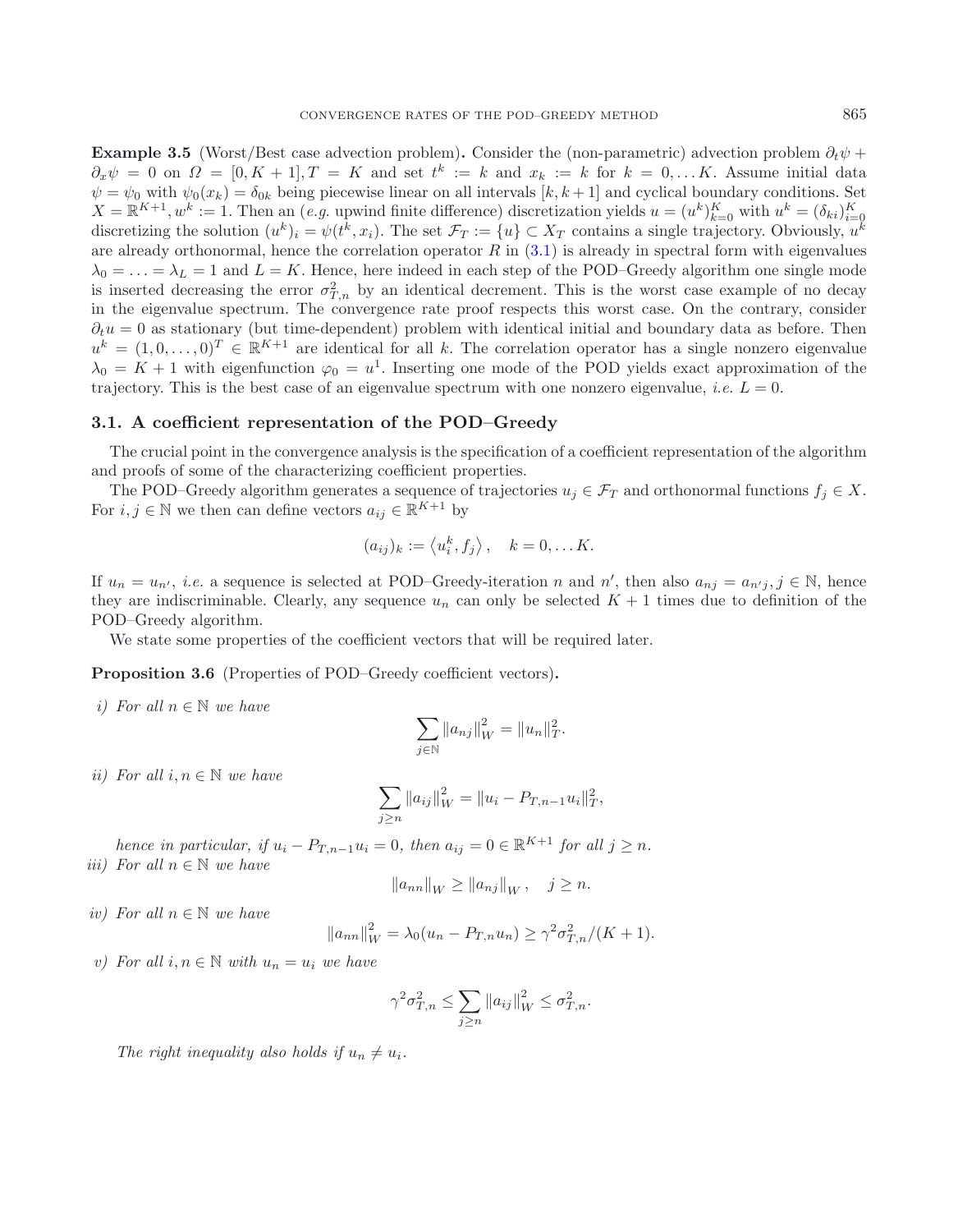**Example 3.5** (Worst/Best case advection problem)**.** Consider the (non-parametric) advection problem $\partial_t \psi + \partial_x \psi = 0$ on $\Omega = [0, K+1], T = K$ and set $t^k := k$ and $x_k := k$ for $k = 0, \dots K$. Assume initial data $\psi = \psi_0$ with $\psi_0(x_k) = \delta_{0k}$ being piecewise linear on all intervals $[k, k+1]$ and cyclical boundary conditions. Set $X = \mathbb{R}^{K+1}, w^k := 1$. Then an (*e.g.* upwind finite difference) discretization yields $u = (u^k)_{k=0}^K$ with $u^k = (\delta_{ki})_{i=0}^K$ discretizing the solution $(u^k)_i = \psi(t^k, x_i)$. The set $\mathcal{F}_T := \{u\} \subset X_T$ contains a single trajectory. Obviously, $u^k$ are already orthonormal, hence the correlation operator $R$ in (3.1) is already in spectral form with eigenvalues $\lambda_0 = \ldots = \lambda_L = 1$ and $L = K$. Hence, here indeed in each step of the POD–Greedy algorithm one single mode is inserted decreasing the error $\sigma_{T,n}^2$ by an identical decrement. This is the worst case example of no decay in the eigenvalue spectrum. The convergence rate proof respects this worst case. On the contrary, consider $\partial_t u = 0$ as stationary (but time-dependent) problem with identical initial and boundary data as before. Then $u^k = (1, 0, \ldots, 0)^T \in \mathbb{R}^{K+1}$ are identical for all $k$. The correlation operator has a single nonzero eigenvalue $\lambda_0 = K + 1$ with eigenfunction $\varphi_0 = u^1$. Inserting one mode of the POD yields exact approximation of the trajectory. This is the best case of an eigenvalue spectrum with one nonzero eigenvalue, *i.e.* $L = 0$.

## 3.1. A coefficient representation of the POD–Greedy

The crucial point in the convergence analysis is the specification of a coefficient representation of the algorithm and proofs of some of the characterizing coefficient properties.

The POD–Greedy algorithm generates a sequence of trajectories $u_j \in \mathcal{F}_T$ and orthonormal functions $f_j \in X$. For $i, j \in \mathbb{N}$ we then can define vectors $a_{ij} \in \mathbb{R}^{K+1}$ by

$$(a_{ij})_k := \left\langle u_i^k, f_j \right\rangle, \quad k = 0, \ldots K.$$

If $u_n = u_{n'}$, *i.e.* a sequence is selected at POD–Greedy-iteration $n$ and $n'$, then also $a_{nj} = a_{n'j}, j \in \mathbb{N}$, hence they are indiscriminable. Clearly, any sequence $u_n$ can only be selected $K + 1$ times due to definition of the POD–Greedy algorithm.

We state some properties of the coefficient vectors that will be required later.

**Proposition 3.6** (Properties of POD–Greedy coefficient vectors)**.**

*i) For all $n \in \mathbb{N}$ we have*

$$\sum_{j \in \mathbb{N}} \|a_{nj}\|_W^2 = \|u_n\|_T^2.$$

*ii) For all $i, n \in \mathbb{N}$ we have*

$$\sum_{j \geq n} \|a_{ij}\|_W^2 = \|u_i - P_{T,n-1} u_i\|_T^2,$$

*hence in particular, if $u_i - P_{T,n-1} u_i = 0$, then $a_{ij} = 0 \in \mathbb{R}^{K+1}$ for all $j \geq n$.*

*iii) For all $n \in \mathbb{N}$ we have*

$$\|a_{nn}\|_W \geq \|a_{nj}\|_W, \quad j \geq n.$$

*iv) For all $n \in \mathbb{N}$ we have*

$$\|a_{nn}\|_W^2 = \lambda_0(u_n - P_{T,n} u_n) \geq \gamma^2 \sigma_{T,n}^2 / (K+1).$$

*v) For all $i, n \in \mathbb{N}$ with $u_n = u_i$ we have*

$$\gamma^2 \sigma_{T,n}^2 \leq \sum_{j \geq n} \|a_{ij}\|_W^2 \leq \sigma_{T,n}^2.$$

*The right inequality also holds if $u_n \neq u_i$.*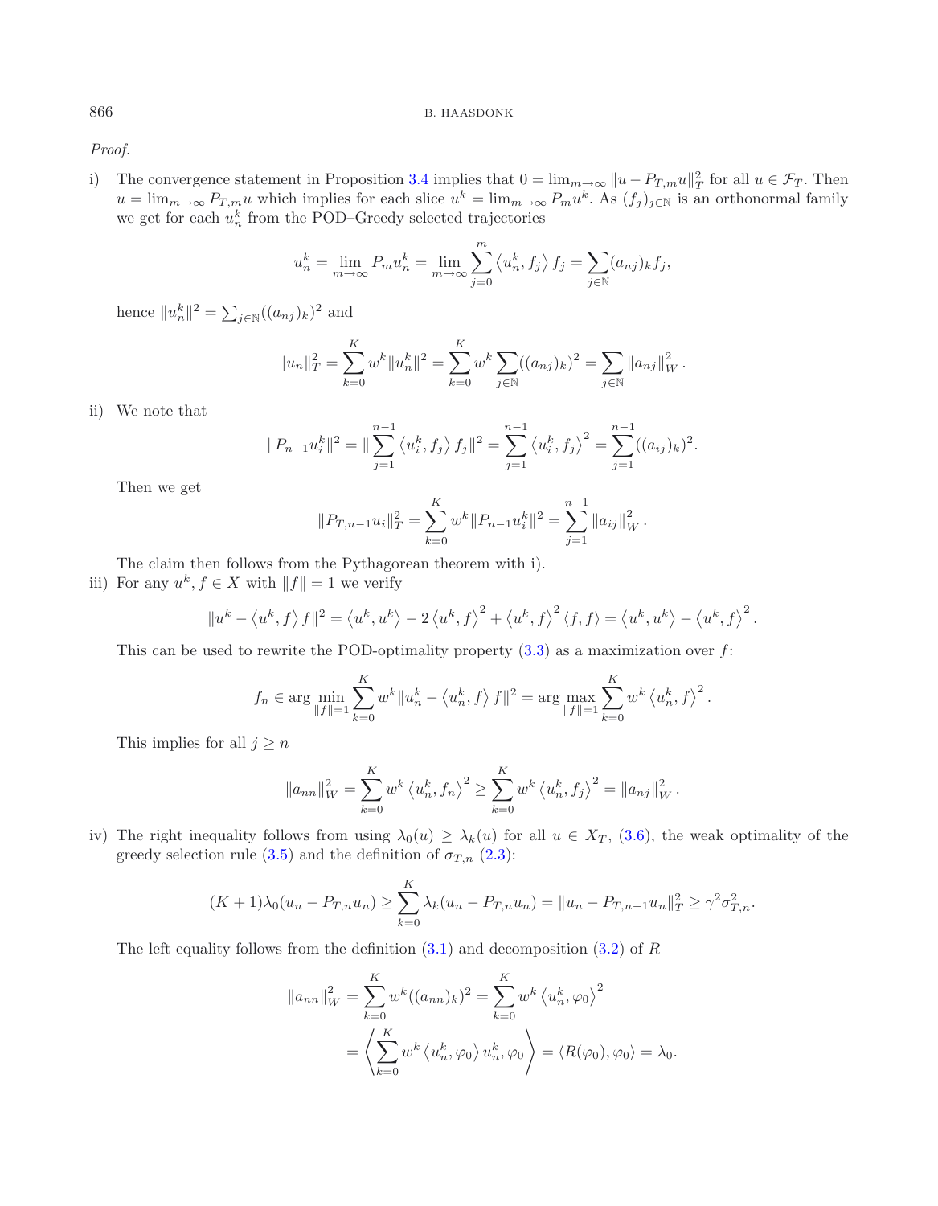*Proof.*

i) The convergence statement in Proposition 3.4 implies that $0 = \lim_{m\to\infty} \|u - P_{T,m}u\|_T^2$ for all $u \in \mathcal{F}_T$. Then $u = \lim_{m\to\infty} P_{T,m}u$ which implies for each slice $u^k = \lim_{m\to\infty} P_m u^k$. As $(f_j)_{j\in\mathbb{N}}$ is an orthonormal family we get for each $u_n^k$ from the POD–Greedy selected trajectories

$$u_n^k = \lim_{m\to\infty} P_m u_n^k = \lim_{m\to\infty} \sum_{j=0}^{m} \left\langle u_n^k, f_j \right\rangle f_j = \sum_{j\in\mathbb{N}} (a_{nj})_k f_j,$$

hence $\|u_n^k\|^2 = \sum_{j\in\mathbb{N}} ((a_{nj})_k)^2$ and

$$\|u_n\|_T^2 = \sum_{k=0}^{K} w^k \|u_n^k\|^2 = \sum_{k=0}^{K} w^k \sum_{j\in\mathbb{N}} ((a_{nj})_k)^2 = \sum_{j\in\mathbb{N}} \|a_{nj}\|_W^2 .$$

ii) We note that

$$\|P_{n-1}u_i^k\|^2 = \|\sum_{j=1}^{n-1} \left\langle u_i^k, f_j \right\rangle f_j\|^2 = \sum_{j=1}^{n-1} \left\langle u_i^k, f_j \right\rangle^2 = \sum_{j=1}^{n-1} ((a_{ij})_k)^2.$$

Then we get

$$\|P_{T,n-1}u_i\|_T^2 = \sum_{k=0}^{K} w^k \|P_{n-1}u_i^k\|^2 = \sum_{j=1}^{n-1} \|a_{ij}\|_W^2 .$$

The claim then follows from the Pythagorean theorem with i).

iii) For any $u^k, f \in X$ with $\|f\| = 1$ we verify

$$\|u^k - \left\langle u^k, f \right\rangle f\|^2 = \left\langle u^k, u^k \right\rangle - 2\left\langle u^k, f \right\rangle^2 + \left\langle u^k, f \right\rangle^2 \left\langle f, f \right\rangle = \left\langle u^k, u^k \right\rangle - \left\langle u^k, f \right\rangle^2 .$$

This can be used to rewrite the POD-optimality property (3.3) as a maximization over $f$:

$$f_n \in \arg\min_{\|f\|=1} \sum_{k=0}^{K} w^k \|u_n^k - \left\langle u_n^k, f \right\rangle f\|^2 = \arg\max_{\|f\|=1} \sum_{k=0}^{K} w^k \left\langle u_n^k, f \right\rangle^2 .$$

This implies for all $j \geq n$

$$\|a_{nn}\|_W^2 = \sum_{k=0}^{K} w^k \left\langle u_n^k, f_n \right\rangle^2 \geq \sum_{k=0}^{K} w^k \left\langle u_n^k, f_j \right\rangle^2 = \|a_{nj}\|_W^2 .$$

iv) The right inequality follows from using $\lambda_0(u) \geq \lambda_k(u)$ for all $u \in X_T$, (3.6), the weak optimality of the greedy selection rule (3.5) and the definition of $\sigma_{T,n}$ (2.3):

$$(K+1)\lambda_0(u_n - P_{T,n}u_n) \geq \sum_{k=0}^{K} \lambda_k(u_n - P_{T,n}u_n) = \|u_n - P_{T,n-1}u_n\|_T^2 \geq \gamma^2 \sigma_{T,n}^2.$$

The left equality follows from the definition (3.1) and decomposition (3.2) of $R$

$$\begin{aligned}
\|a_{nn}\|_W^2 &= \sum_{k=0}^{K} w^k ((a_{nn})_k)^2 = \sum_{k=0}^{K} w^k \left\langle u_n^k, \varphi_0 \right\rangle^2 \\
&= \left\langle \sum_{k=0}^{K} w^k \left\langle u_n^k, \varphi_0 \right\rangle u_n^k, \varphi_0 \right\rangle = \left\langle R(\varphi_0), \varphi_0 \right\rangle = \lambda_0.
\end{aligned}$$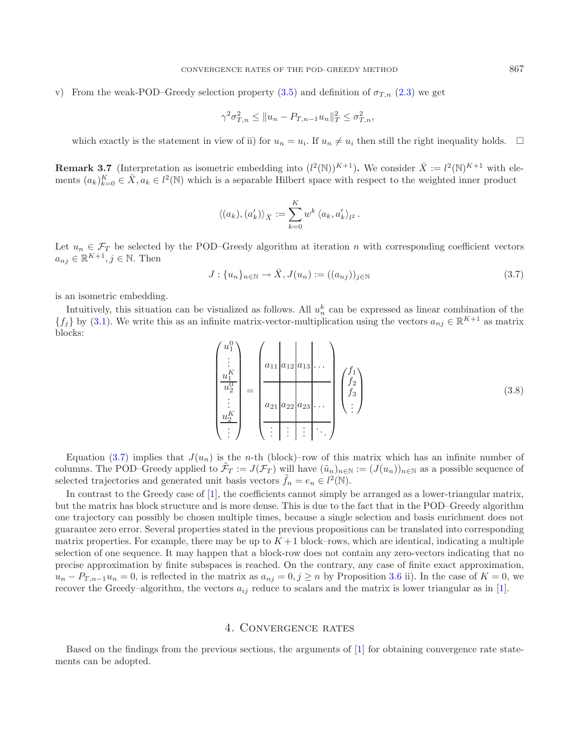v) From the weak-POD–Greedy selection property (3.5) and definition of $\sigma_{T,n}$ (2.3) we get

$$\gamma^2 \sigma_{T,n}^2 \le \|u_n - P_{T,n-1} u_n\|_T^2 \le \sigma_{T,n}^2,$$

which exactly is the statement in view of ii) for $u_n = u_i$. If $u_n \neq u_i$ then still the right inequality holds. $\square$

**Remark 3.7** (Interpretation as isometric embedding into $(l^2(\mathbb{N}))^{K+1}$)**.** We consider $\bar{X} := l^2(\mathbb{N})^{K+1}$ with elements $(a_k)_{k=0}^K \in \bar{X}, a_k \in l^2(\mathbb{N})$ which is a separable Hilbert space with respect to the weighted inner product

$$\langle (a_k), (a_k') \rangle_{\bar{X}} := \sum_{k=0}^{K} w^k \langle a_k, a_k' \rangle_{l^2}.$$

Let $u_n \in \mathcal{F}_T$ be selected by the POD–Greedy algorithm at iteration $n$ with corresponding coefficient vectors $a_{nj} \in \mathbb{R}^{K+1}, j \in \mathbb{N}$. Then

$$J : \{u_n\}_{n\in\mathbb{N}} \to \bar{X}, J(u_n) := ((a_{nj}))_{j\in\mathbb{N}} \tag{3.7}$$

is an isometric embedding.

Intuitively, this situation can be visualized as follows. All $u_n^k$ can be expressed as linear combination of the $\{f_j\}$ by (3.1). We write this as an infinite matrix-vector-multiplication using the vectors $a_{nj} \in \mathbb{R}^{K+1}$ as matrix blocks:

$$\begin{pmatrix} u_1^0 \\ \vdots \\ u_1^K \\ \hline u_2^0 \\ \vdots \\ u_2^K \\ \hline \vdots \end{pmatrix} = \left(\begin{array}{c|c|c|c} a_{11} & a_{12} & a_{13} & \dots \\ \hline a_{21} & a_{22} & a_{23} & \dots \\ \hline \vdots & \vdots & \vdots & \ddots \end{array}\right) \begin{pmatrix} f_1 \\ f_2 \\ f_3 \\ \vdots \end{pmatrix} \tag{3.8}$$

Equation (3.7) implies that $J(u_n)$ is the $n$-th (block)–row of this matrix which has an infinite number of columns. The POD–Greedy applied to $\tilde{\mathcal{F}}_T := J(\mathcal{F}_T)$ will have $(\tilde{u}_n)_{n\in\mathbb{N}} := (J(u_n))_{n\in\mathbb{N}}$ as a possible sequence of selected trajectories and generated unit basis vectors $\tilde{f}_n = e_n \in l^2(\mathbb{N})$.

In contrast to the Greedy case of [1], the coefficients cannot simply be arranged as a lower-triangular matrix, but the matrix has block structure and is more dense. This is due to the fact that in the POD–Greedy algorithm one trajectory can possibly be chosen multiple times, because a single selection and basis enrichment does not guarantee zero error. Several properties stated in the previous propositions can be translated into corresponding matrix properties. For example, there may be up to $K+1$ block–rows, which are identical, indicating a multiple selection of one sequence. It may happen that a block-row does not contain any zero-vectors indicating that no precise approximation by finite subspaces is reached. On the contrary, any case of finite exact approximation, $u_n - P_{T,n-1}u_n = 0$, is reflected in the matrix as $a_{nj} = 0, j \ge n$ by Proposition 3.6 ii). In the case of $K = 0$, we recover the Greedy–algorithm, the vectors $a_{ij}$ reduce to scalars and the matrix is lower triangular as in [1].

## 4. Convergence rates

Based on the findings from the previous sections, the arguments of [1] for obtaining convergence rate statements can be adopted.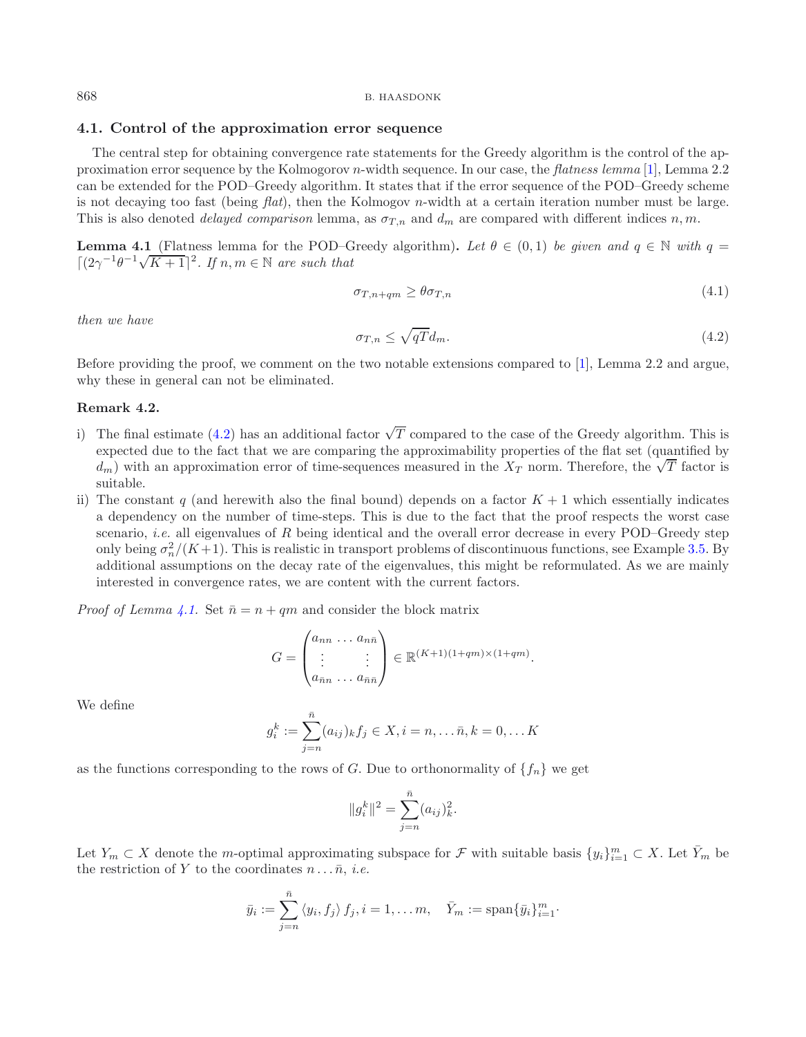### 4.1. Control of the approximation error sequence

The central step for obtaining convergence rate statements for the Greedy algorithm is the control of the approximation error sequence by the Kolmogorov $n$-width sequence. In our case, the *flatness lemma* [1], Lemma 2.2 can be extended for the POD–Greedy algorithm. It states that if the error sequence of the POD–Greedy scheme is not decaying too fast (being *flat*), then the Kolmogov $n$-width at a certain iteration number must be large. This is also denoted *delayed comparison* lemma, as $\sigma_{T,n}$ and $d_m$ are compared with different indices $n, m$.

**Lemma 4.1** (Flatness lemma for the POD–Greedy algorithm)**.** *Let $\theta \in (0, 1)$ be given and $q \in \mathbb{N}$ with $q = \lceil (2\gamma^{-1}\theta^{-1}\sqrt{K+1} \rceil^2$. If $n, m \in \mathbb{N}$ are such that*

$$\sigma_{T,n+qm} \geq \theta \sigma_{T,n} \tag{4.1}$$

*then we have*

$$\sigma_{T,n} \leq \sqrt{qT} d_m. \tag{4.2}$$

Before providing the proof, we comment on the two notable extensions compared to [1], Lemma 2.2 and argue, why these in general can not be eliminated.

**Remark 4.2.**

i) The final estimate (4.2) has an additional factor $\sqrt{T}$ compared to the case of the Greedy algorithm. This is expected due to the fact that we are comparing the approximability properties of the flat set (quantified by $d_m$) with an approximation error of time-sequences measured in the $X_T$ norm. Therefore, the $\sqrt{T}$ factor is suitable.

ii) The constant $q$ (and herewith also the final bound) depends on a factor $K + 1$ which essentially indicates a dependency on the number of time-steps. This is due to the fact that the proof respects the worst case scenario, *i.e.* all eigenvalues of $R$ being identical and the overall error decrease in every POD–Greedy step only being $\sigma_n^2/(K+1)$. This is realistic in transport problems of discontinuous functions, see Example 3.5. By additional assumptions on the decay rate of the eigenvalues, this might be reformulated. As we are mainly interested in convergence rates, we are content with the current factors.

*Proof of Lemma 4.1.* Set $\bar{n} = n + qm$ and consider the block matrix

$$G = \begin{pmatrix} a_{nn} & \dots & a_{n\bar{n}} \\ \vdots & & \vdots \\ a_{\bar{n}n} & \dots & a_{\bar{n}\bar{n}} \end{pmatrix} \in \mathbb{R}^{(K+1)(1+qm)\times(1+qm)}.$$

We define

$$g_i^k := \sum_{j=n}^{\bar{n}} (a_{ij})_k f_j \in X, i = n, \dots \bar{n}, k = 0, \dots K$$

as the functions corresponding to the rows of $G$. Due to orthonormality of $\{f_n\}$ we get

$$\|g_i^k\|^2 = \sum_{j=n}^{\bar{n}} (a_{ij})_k^2.$$

Let $Y_m \subset X$ denote the $m$-optimal approximating subspace for $\mathcal{F}$ with suitable basis $\{y_i\}_{i=1}^m \subset X$. Let $\bar{Y}_m$ be the restriction of $Y$ to the coordinates $n \dots \bar{n}$, *i.e.*

$$\bar{y}_i := \sum_{j=n}^{\bar{n}} \langle y_i, f_j \rangle f_j, i = 1, \dots m, \quad \bar{Y}_m := \text{span}\{\bar{y}_i\}_{i=1}^m.$$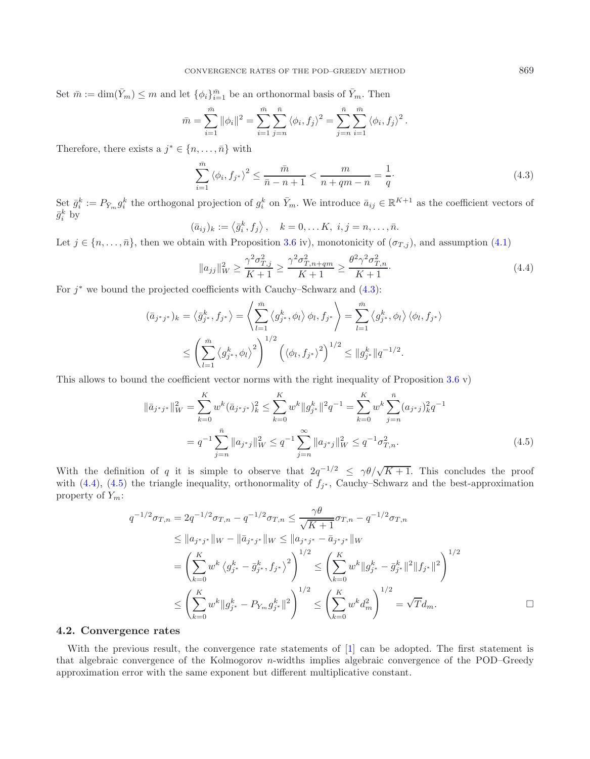Set $\bar{m} := \dim(\bar{Y}_m) \leq m$ and let $\{\phi_i\}_{i=1}^{\bar{m}}$ be an orthonormal basis of $\bar{Y}_m$. Then

$$\bar{m} = \sum_{i=1}^{\bar{m}} \|\phi_i\|^2 = \sum_{i=1}^{\bar{m}} \sum_{j=n}^{\bar{n}} \langle \phi_i, f_j \rangle^2 = \sum_{j=n}^{\bar{n}} \sum_{i=1}^{\bar{m}} \langle \phi_i, f_j \rangle^2 .$$

Therefore, there exists a $j^* \in \{n, \ldots, \bar{n}\}$ with

$$\sum_{i=1}^{\bar{m}} \langle \phi_i, f_{j^*} \rangle^2 \leq \frac{\bar{m}}{\bar{n} - n + 1} < \frac{m}{n + qm - n} = \frac{1}{q} \cdot \tag{4.3}$$

Set $\bar{g}_i^k := P_{\bar{Y}_m} g_i^k$ the orthogonal projection of $g_i^k$ on $\bar{Y}_m$. We introduce $\bar{a}_{ij} \in \mathbb{R}^{K+1}$ as the coefficient vectors of $\bar{g}_i^k$ by

$$(\bar{a}_{ij})_k := \langle \bar{g}_i^k, f_j \rangle, \quad k = 0, \ldots K, \; i, j = n, \ldots, \bar{n}.$$

Let $j \in \{n, \ldots, \bar{n}\}$, then we obtain with Proposition 3.6 iv), monotonicity of $(\sigma_{T,j})$, and assumption (4.1)

$$\|a_{jj}\|_W^2 \geq \frac{\gamma^2 \sigma_{T,j}^2}{K+1} \geq \frac{\gamma^2 \sigma_{T,n+qm}^2}{K+1} \geq \frac{\theta^2 \gamma^2 \sigma_{T,n}^2}{K+1} \cdot \tag{4.4}$$

For $j^*$ we bound the projected coefficients with Cauchy–Schwarz and (4.3):

$$(\bar{a}_{j^*j^*})_k = \langle \bar{g}_{j^*}^k, f_{j^*} \rangle = \left\langle \sum_{l=1}^{\bar{m}} \langle g_{j^*}^k, \phi_l \rangle \phi_l, f_{j^*} \right\rangle = \sum_{l=1}^{\bar{m}} \langle g_{j^*}^k, \phi_l \rangle \langle \phi_l, f_{j^*} \rangle$$
$$\leq \left( \sum_{l=1}^{\bar{m}} \langle g_{j^*}^k, \phi_l \rangle^2 \right)^{1/2} \left( \langle \phi_l, f_{j^*} \rangle^2 \right)^{1/2} \leq \|g_{j^*}^k\| q^{-1/2}.$$

This allows to bound the coefficient vector norms with the right inequality of Proposition 3.6 v)

$$\|\bar{a}_{j^*j^*}\|_W^2 = \sum_{k=0}^{K} w^k (\bar{a}_{j^*j^*})_k^2 \leq \sum_{k=0}^{K} w^k \|g_{j^*}^k\|^2 q^{-1} = \sum_{k=0}^{K} w^k \sum_{j=n}^{\bar{n}} (a_{j^*j})_k^2 q^{-1}$$
$$= q^{-1} \sum_{j=n}^{\bar{n}} \|a_{j^*j}\|_W^2 \leq q^{-1} \sum_{j=n}^{\infty} \|a_{j^*j}\|_W^2 \leq q^{-1} \sigma_{T,n}^2. \tag{4.5}$$

With the definition of $q$ it is simple to observe that $2q^{-1/2} \leq \gamma\theta/\sqrt{K+1}$. This concludes the proof with (4.4), (4.5) the triangle inequality, orthonormality of $f_{j^*}$, Cauchy–Schwarz and the best-approximation property of $Y_m$:

$$q^{-1/2}\sigma_{T,n} = 2q^{-1/2}\sigma_{T,n} - q^{-1/2}\sigma_{T,n} \leq \frac{\gamma\theta}{\sqrt{K+1}} \sigma_{T,n} - q^{-1/2}\sigma_{T,n}$$
$$\leq \|a_{j^*j^*}\|_W - \|\bar{a}_{j^*j^*}\|_W \leq \|a_{j^*j^*} - \bar{a}_{j^*j^*}\|_W$$
$$= \left( \sum_{k=0}^{K} w^k \langle g_{j^*}^k - \bar{g}_{j^*}^k, f_{j^*} \rangle^2 \right)^{1/2} \leq \left( \sum_{k=0}^{K} w^k \|g_{j^*}^k - \bar{g}_{j^*}^k\|^2 \|f_{j^*}\|^2 \right)^{1/2}$$
$$\leq \left( \sum_{k=0}^{K} w^k \|g_{j^*}^k - P_{Y_m} g_{j^*}^k\|^2 \right)^{1/2} \leq \left( \sum_{k=0}^{K} w^k d_m^2 \right)^{1/2} = \sqrt{T} d_m. \qquad \square$$

### 4.2. Convergence rates

With the previous result, the convergence rate statements of [1] can be adopted. The first statement is that algebraic convergence of the Kolmogorov $n$-widths implies algebraic convergence of the POD–Greedy approximation error with the same exponent but different multiplicative constant.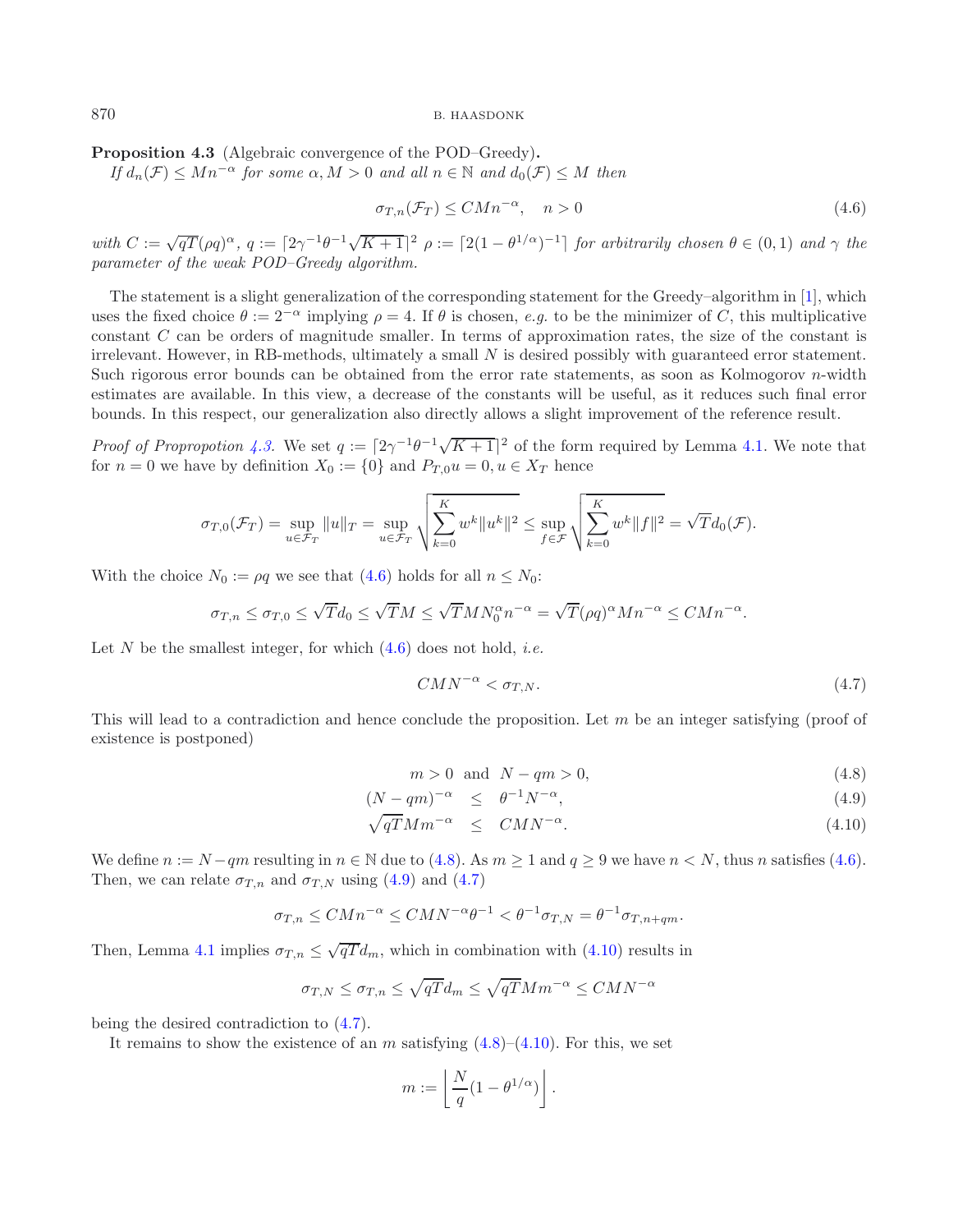**Proposition 4.3** (Algebraic convergence of the POD–Greedy)**.**
*If $d_n(\mathcal{F}) \leq Mn^{-\alpha}$ for some $\alpha, M > 0$ and all $n \in \mathbb{N}$ and $d_0(\mathcal{F}) \leq M$ then*

$$\sigma_{T,n}(\mathcal{F}_T) \leq CMn^{-\alpha}, \quad n > 0 \tag{4.6}$$

*with $C := \sqrt{qT}(\rho q)^\alpha$, $q := \lceil 2\gamma^{-1}\theta^{-1}\sqrt{K+1}\rceil^2$ $\rho := \lceil 2(1-\theta^{1/\alpha})^{-1}\rceil$ for arbitrarily chosen $\theta \in (0,1)$ and $\gamma$ the parameter of the weak POD–Greedy algorithm.*

The statement is a slight generalization of the corresponding statement for the Greedy–algorithm in [1], which uses the fixed choice $\theta := 2^{-\alpha}$ implying $\rho = 4$. If $\theta$ is chosen, *e.g.* to be the minimizer of $C$, this multiplicative constant $C$ can be orders of magnitude smaller. In terms of approximation rates, the size of the constant is irrelevant. However, in RB-methods, ultimately a small $N$ is desired possibly with guaranteed error statement. Such rigorous error bounds can be obtained from the error rate statements, as soon as Kolmogorov $n$-width estimates are available. In this view, a decrease of the constants will be useful, as it reduces such final error bounds. In this respect, our generalization also directly allows a slight improvement of the reference result.

*Proof of Propropotion 4.3.* We set $q := \lceil 2\gamma^{-1}\theta^{-1}\sqrt{K+1}\rceil^2$ of the form required by Lemma 4.1. We note that for $n = 0$ we have by definition $X_0 := \{0\}$ and $P_{T,0}u = 0, u \in X_T$ hence

$$\sigma_{T,0}(\mathcal{F}_T) = \sup_{u \in \mathcal{F}_T} \|u\|_T = \sup_{u \in \mathcal{F}_T} \sqrt{\sum_{k=0}^{K} w^k \|u^k\|^2} \leq \sup_{f \in \mathcal{F}} \sqrt{\sum_{k=0}^{K} w^k \|f\|^2} = \sqrt{T} d_0(\mathcal{F}).$$

With the choice $N_0 := \rho q$ we see that (4.6) holds for all $n \leq N_0$:

$$\sigma_{T,n} \leq \sigma_{T,0} \leq \sqrt{T} d_0 \leq \sqrt{T} M \leq \sqrt{T} M N_0^\alpha n^{-\alpha} = \sqrt{T}(\rho q)^\alpha M n^{-\alpha} \leq CMn^{-\alpha}.$$

Let $N$ be the smallest integer, for which (4.6) does not hold, *i.e.*

$$CMN^{-\alpha} < \sigma_{T,N}. \tag{4.7}$$

This will lead to a contradiction and hence conclude the proposition. Let $m$ be an integer satisfying (proof of existence is postponed)

$$m > 0 \quad \text{and} \quad N - qm > 0, \tag{4.8}$$

$$(N - qm)^{-\alpha} \leq \theta^{-1} N^{-\alpha}, \tag{4.9}$$

$$\sqrt{qT} M m^{-\alpha} \leq CMN^{-\alpha}. \tag{4.10}$$

We define $n := N - qm$ resulting in $n \in \mathbb{N}$ due to (4.8). As $m \geq 1$ and $q \geq 9$ we have $n < N$, thus $n$ satisfies (4.6). Then, we can relate $\sigma_{T,n}$ and $\sigma_{T,N}$ using (4.9) and (4.7)

$$\sigma_{T,n} \leq CMn^{-\alpha} \leq CMN^{-\alpha}\theta^{-1} < \theta^{-1}\sigma_{T,N} = \theta^{-1}\sigma_{T,n+qm}.$$

Then, Lemma 4.1 implies $\sigma_{T,n} \leq \sqrt{qT} d_m$, which in combination with (4.10) results in

$$\sigma_{T,N} \leq \sigma_{T,n} \leq \sqrt{qT} d_m \leq \sqrt{qT} M m^{-\alpha} \leq CMN^{-\alpha}$$

being the desired contradiction to (4.7).

It remains to show the existence of an $m$ satisfying (4.8)–(4.10). For this, we set

$$m := \left\lfloor \frac{N}{q}(1 - \theta^{1/\alpha}) \right\rfloor.$$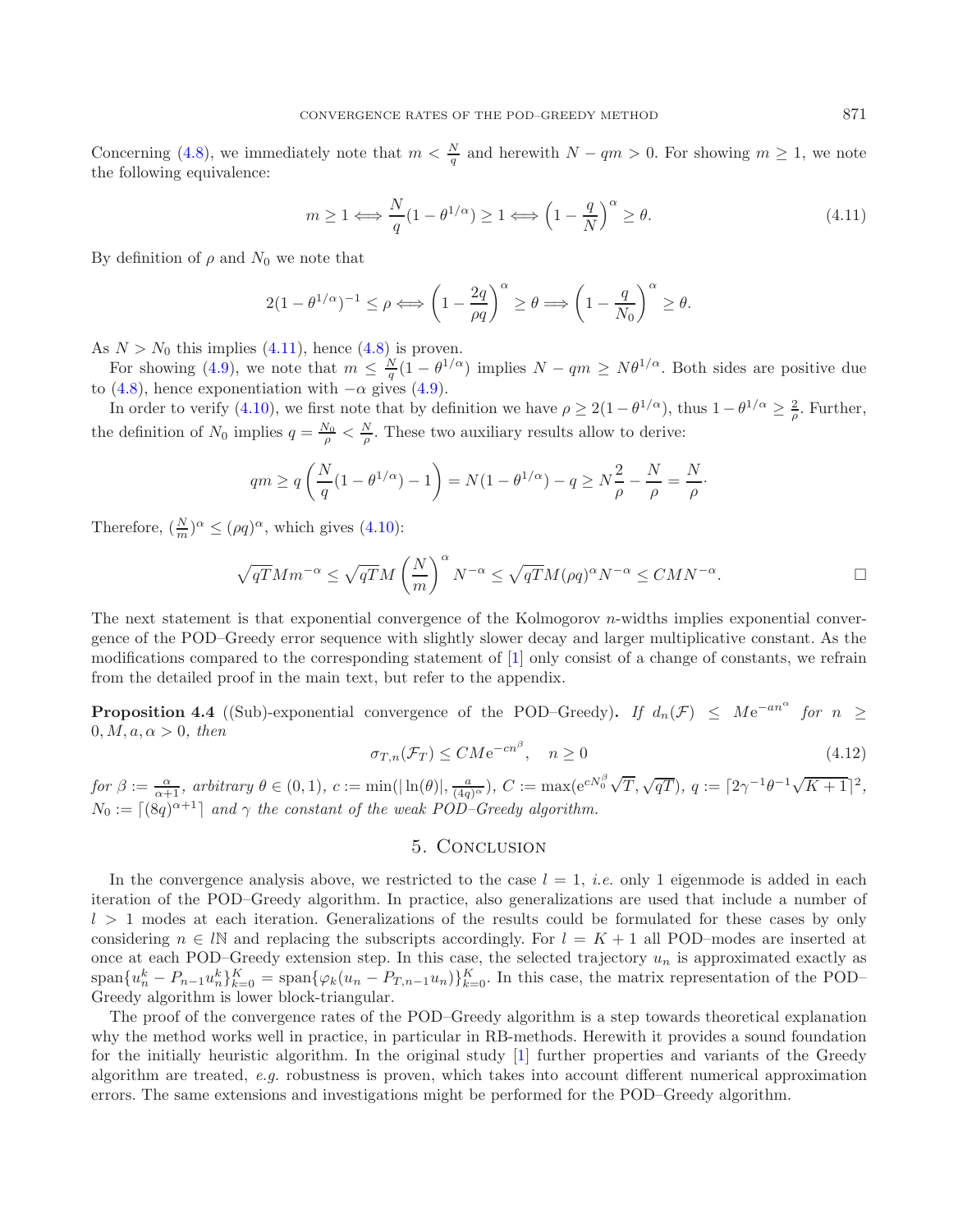Concerning (4.8), we immediately note that $m < \frac{N}{q}$ and herewith $N - qm > 0$. For showing $m \geq 1$, we note the following equivalence:

$$m \geq 1 \iff \frac{N}{q}(1 - \theta^{1/\alpha}) \geq 1 \iff \left(1 - \frac{q}{N}\right)^{\alpha} \geq \theta. \tag{4.11}$$

By definition of $\rho$ and $N_0$ we note that

$$2(1 - \theta^{1/\alpha})^{-1} \leq \rho \iff \left(1 - \frac{2q}{\rho q}\right)^{\alpha} \geq \theta \implies \left(1 - \frac{q}{N_0}\right)^{\alpha} \geq \theta.$$

As $N > N_0$ this implies (4.11), hence (4.8) is proven.

For showing (4.9), we note that $m \leq \frac{N}{q}(1 - \theta^{1/\alpha})$ implies $N - qm \geq N\theta^{1/\alpha}$. Both sides are positive due to (4.8), hence exponentiation with $-\alpha$ gives (4.9).

In order to verify (4.10), we first note that by definition we have $\rho \geq 2(1 - \theta^{1/\alpha})$, thus $1 - \theta^{1/\alpha} \geq \frac{2}{\rho}$. Further, the definition of $N_0$ implies $q = \frac{N_0}{\rho} < \frac{N}{\rho}$. These two auxiliary results allow to derive:

$$qm \geq q\left(\frac{N}{q}(1 - \theta^{1/\alpha}) - 1\right) = N(1 - \theta^{1/\alpha}) - q \geq N\frac{2}{\rho} - \frac{N}{\rho} = \frac{N}{\rho}\cdot$$

Therefore, $(\frac{N}{m})^{\alpha} \leq (\rho q)^{\alpha}$, which gives (4.10):

$$\sqrt{qT}Mm^{-\alpha} \leq \sqrt{qT}M\left(\frac{N}{m}\right)^{\alpha}N^{-\alpha} \leq \sqrt{qT}M(\rho q)^{\alpha}N^{-\alpha} \leq CMN^{-\alpha}.$$

□

The next statement is that exponential convergence of the Kolmogorov $n$-widths implies exponential convergence of the POD–Greedy error sequence with slightly slower decay and larger multiplicative constant. As the modifications compared to the corresponding statement of [1] only consist of a change of constants, we refrain from the detailed proof in the main text, but refer to the appendix.

**Proposition 4.4** ((Sub)-exponential convergence of the POD–Greedy). *If $d_n(\mathcal{F}) \leq M\mathrm{e}^{-an^{\alpha}}$ for $n \geq 0, M, a, \alpha > 0$, then*

$$\sigma_{T,n}(\mathcal{F}_T) \leq CM\mathrm{e}^{-cn^{\beta}}, \quad n \geq 0 \tag{4.12}$$

*for $\beta := \frac{\alpha}{\alpha+1}$, arbitrary $\theta \in (0,1)$, $c := \min(|\ln(\theta)|, \frac{a}{(4q)^{\alpha}})$, $C := \max(\mathrm{e}^{cN_0^{\beta}}\sqrt{T}, \sqrt{qT})$, $q := \lceil 2\gamma^{-1}\theta^{-1}\sqrt{K+1}\rceil^2$, $N_0 := \lceil (8q)^{\alpha+1}\rceil$ and $\gamma$ the constant of the weak POD–Greedy algorithm.*

## 5. Conclusion

In the convergence analysis above, we restricted to the case $l = 1$, *i.e.* only 1 eigenmode is added in each iteration of the POD–Greedy algorithm. In practice, also generalizations are used that include a number of $l > 1$ modes at each iteration. Generalizations of the results could be formulated for these cases by only considering $n \in l\mathbb{N}$ and replacing the subscripts accordingly. For $l = K + 1$ all POD–modes are inserted at once at each POD–Greedy extension step. In this case, the selected trajectory $u_n$ is approximated exactly as $\mathrm{span}\{u_n^k - P_{n-1}u_n^k\}_{k=0}^K = \mathrm{span}\{\varphi_k(u_n - P_{T,n-1}u_n)\}_{k=0}^K$. In this case, the matrix representation of the POD–Greedy algorithm is lower block-triangular.

The proof of the convergence rates of the POD–Greedy algorithm is a step towards theoretical explanation why the method works well in practice, in particular in RB-methods. Herewith it provides a sound foundation for the initially heuristic algorithm. In the original study [1] further properties and variants of the Greedy algorithm are treated, *e.g.* robustness is proven, which takes into account different numerical approximation errors. The same extensions and investigations might be performed for the POD–Greedy algorithm.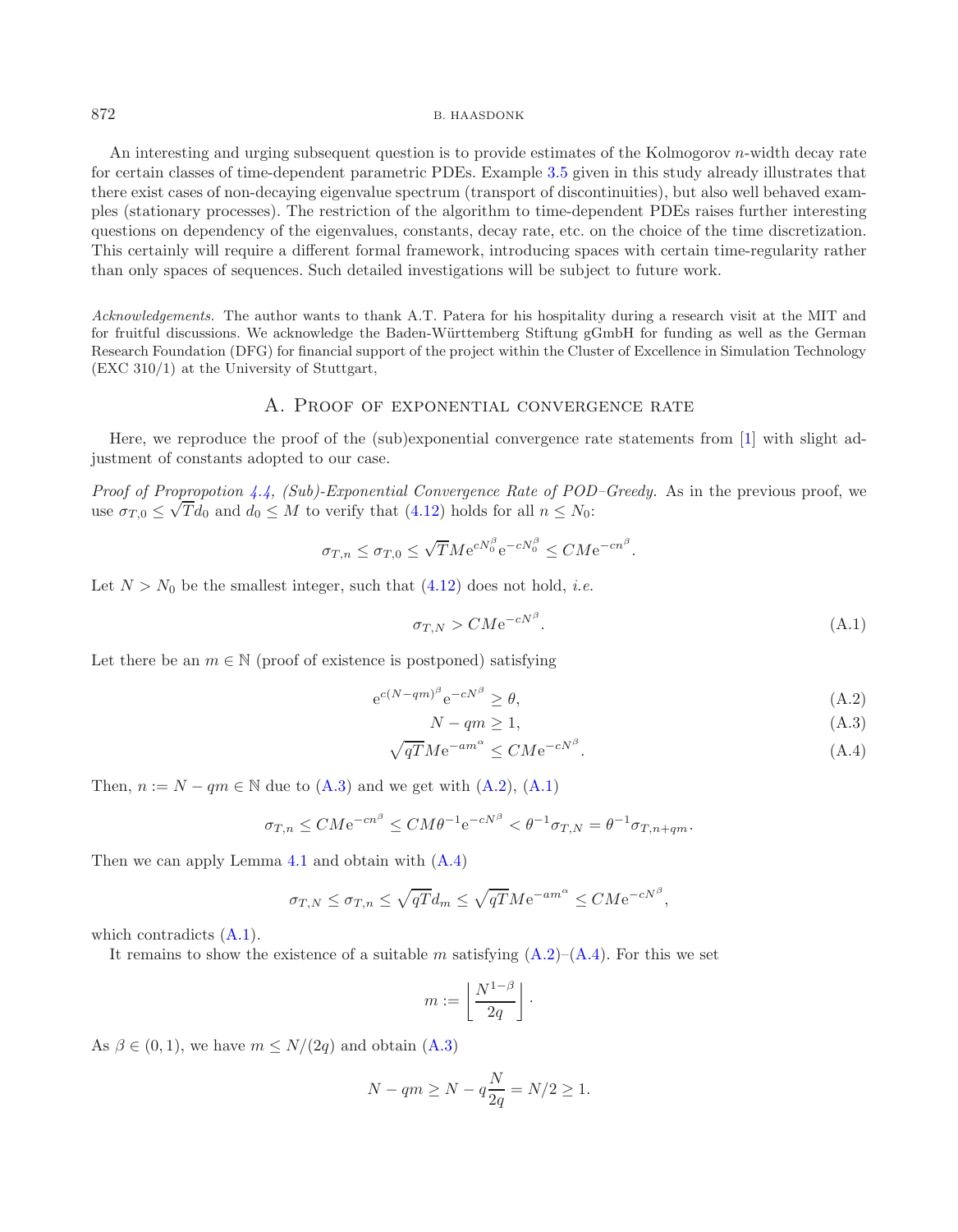An interesting and urging subsequent question is to provide estimates of the Kolmogorov $n$-width decay rate for certain classes of time-dependent parametric PDEs. Example 3.5 given in this study already illustrates that there exist cases of non-decaying eigenvalue spectrum (transport of discontinuities), but also well behaved examples (stationary processes). The restriction of the algorithm to time-dependent PDEs raises further interesting questions on dependency of the eigenvalues, constants, decay rate, etc. on the choice of the time discretization. This certainly will require a different formal framework, introducing spaces with certain time-regularity rather than only spaces of sequences. Such detailed investigations will be subject to future work.

*Acknowledgements.* The author wants to thank A.T. Patera for his hospitality during a research visit at the MIT and for fruitful discussions. We acknowledge the Baden-Württemberg Stiftung gGmbH for funding as well as the German Research Foundation (DFG) for financial support of the project within the Cluster of Excellence in Simulation Technology (EXC 310/1) at the University of Stuttgart,

## A. Proof of exponential convergence rate

Here, we reproduce the proof of the (sub)exponential convergence rate statements from [1] with slight adjustment of constants adopted to our case.

*Proof of Propropotion 4.4, (Sub)-Exponential Convergence Rate of POD–Greedy.* As in the previous proof, we use $\sigma_{T,0} \leq \sqrt{T} d_0$ and $d_0 \leq M$ to verify that (4.12) holds for all $n \leq N_0$:

$$\sigma_{T,n} \leq \sigma_{T,0} \leq \sqrt{T} M \mathrm{e}^{cN_0^\beta} \mathrm{e}^{-cN_0^\beta} \leq CM\mathrm{e}^{-cn^\beta}.$$

Let $N > N_0$ be the smallest integer, such that (4.12) does not hold, *i.e.*

$$\sigma_{T,N} > CM\mathrm{e}^{-cN^\beta}. \tag{A.1}$$

Let there be an $m \in \mathbb{N}$ (proof of existence is postponed) satisfying

$$\mathrm{e}^{c(N-qm)^\beta} \mathrm{e}^{-cN^\beta} \geq \theta, \tag{A.2}$$

$$N - qm \geq 1, \tag{A.3}$$

$$\sqrt{qT} M \mathrm{e}^{-am^\alpha} \leq CM\mathrm{e}^{-cN^\beta}. \tag{A.4}$$

Then, $n := N - qm \in \mathbb{N}$ due to (A.3) and we get with (A.2), (A.1)

$$\sigma_{T,n} \leq CM\mathrm{e}^{-cn^\beta} \leq CM\theta^{-1}\mathrm{e}^{-cN^\beta} < \theta^{-1}\sigma_{T,N} = \theta^{-1}\sigma_{T,n+qm}.$$

Then we can apply Lemma 4.1 and obtain with (A.4)

$$\sigma_{T,N} \leq \sigma_{T,n} \leq \sqrt{qT} d_m \leq \sqrt{qT} M \mathrm{e}^{-am^\alpha} \leq CM\mathrm{e}^{-cN^\beta},$$

which contradicts (A.1).

It remains to show the existence of a suitable $m$ satisfying (A.2)–(A.4). For this we set

$$m := \left\lfloor \frac{N^{1-\beta}}{2q} \right\rfloor.$$

As $\beta \in (0,1)$, we have $m \leq N/(2q)$ and obtain (A.3)

$$N - qm \geq N - q\frac{N}{2q} = N/2 \geq 1.$$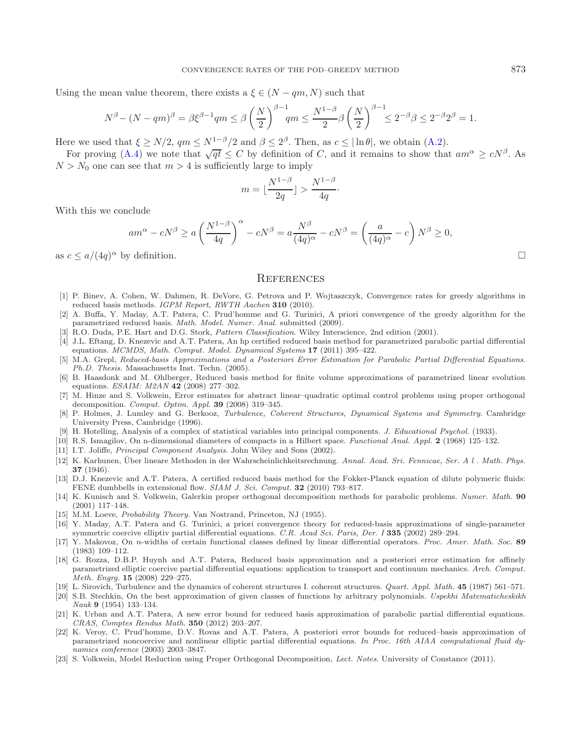Using the mean value theorem, there exists a $\xi \in (N - qm, N)$ such that

$$N^{\beta} - (N - qm)^{\beta} = \beta\xi^{\beta-1}qm \leq \beta\left(\frac{N}{2}\right)^{\beta-1}qm \leq \frac{N^{1-\beta}}{2}\beta\left(\frac{N}{2}\right)^{\beta-1} \leq 2^{-\beta}\beta \leq 2^{-\beta}2^{\beta} = 1.$$

Here we used that $\xi \geq N/2$, $qm \leq N^{1-\beta}/2$ and $\beta \leq 2^{\beta}$. Then, as $c \leq |\ln\theta|$, we obtain (A.2).

For proving (A.4) we note that $\sqrt{qt} \leq C$ by definition of $C$, and it remains to show that $am^{\alpha} \geq cN^{\beta}$. As $N > N_0$ one can see that $m > 4$ is sufficiently large to imply

$$m = \lfloor \frac{N^{1-\beta}}{2q} \rfloor > \frac{N^{1-\beta}}{4q}\cdot$$

With this we conclude

$$am^{\alpha} - cN^{\beta} \geq a\left(\frac{N^{1-\beta}}{4q}\right)^{\alpha} - cN^{\beta} = a\frac{N^{\beta}}{(4q)^{\alpha}} - cN^{\beta} = \left(\frac{a}{(4q)^{\alpha}} - c\right)N^{\beta} \geq 0,$$

as $c \leq a/(4q)^{\alpha}$ by definition. □

## References

[1] P. Binev, A. Cohen, W. Dahmen, R. DeVore, G. Petrova and P. Wojtaszczyk, Convergence rates for greedy algorithms in reduced basis methods. *IGPM Report, RWTH Aachen* **310** (2010).

[2] A. Buffa, Y. Maday, A.T. Patera, C. Prud'homme and G. Turinici, A priori convergence of the greedy algorithm for the parametrized reduced basis. *Math. Model. Numer. Anal.* submitted (2009).

[3] R.O. Duda, P.E. Hart and D.G. Stork, *Pattern Classification*. Wiley Interscience, 2nd edition (2001).

[4] J.L. Eftang, D. Knezevic and A.T. Patera, An hp certified reduced basis method for parametrized parabolic partial differential equations. *MCMDS, Math. Comput. Model. Dynamical Systems* **17** (2011) 395–422.

[5] M.A. Grepl, *Reduced-basis Approximations and a Posteriori Error Estimation for Parabolic Partial Differential Equations. Ph.D. Thesis*. Massachusetts Inst. Techn. (2005).

[6] B. Haasdonk and M. Ohlberger, Reduced basis method for finite volume approximations of parametrized linear evolution equations. *ESAIM: M2AN* **42** (2008) 277–302.

[7] M. Hinze and S. Volkwein, Error estimates for abstract linear–quadratic optimal control problems using proper orthogonal decomposition. *Comput. Optim. Appl.* **39** (2008) 319–345.

[8] P. Holmes, J. Lumley and G. Berkooz, *Turbulence, Coherent Structures, Dynamical Systems and Symmetry*. Cambridge University Press, Cambridge (1996).

[9] H. Hotelling, Analysis of a complex of statistical variables into principal components. *J. Educational Psychol.* (1933).

[10] R.S. Ismagilov, On n-dimensional diameters of compacts in a Hilbert space. *Functional Anal. Appl.* **2** (1968) 125–132.

[11] I.T. Joliffe, *Principal Component Analysis*. John Wiley and Sons (2002).

[12] K. Karhunen, Über lineare Methoden in der Wahrscheinlichkeitsrechnung. *Annal. Acad. Sri. Fennicae, Ser. A l . Math. Phys.* **37** (1946).

[13] D.J. Knezevic and A.T. Patera, A certified reduced basis method for the Fokker-Planck equation of dilute polymeric fluids: FENE dumbbells in extensional flow. *SIAM J. Sci. Comput.* **32** (2010) 793–817.

[14] K. Kunisch and S. Volkwein, Galerkin proper orthogonal decomposition methods for parabolic problems. *Numer. Math.* **90** (2001) 117–148.

[15] M.M. Loeve, *Probability Theory*. Van Nostrand, Princeton, NJ (1955).

[16] Y. Maday, A.T. Patera and G. Turinici, a priori convergence theory for reduced-basis approximations of single-parameter symmetric coercive elliptiv partial differential equations. *C.R. Acad Sci. Paris, Der. I* **335** (2002) 289–294.

[17] Y. Makovoz, On $n$-widths of certain functional classes defined by linear differential operators. *Proc. Amer. Math. Soc.* **89** (1983) 109–112.

[18] G. Rozza, D.B.P. Huynh and A.T. Patera, Reduced basis approximation and a posteriori error estimation for affinely parametrized elliptic coercive partial differential equations: application to transport and continuum mechanics. *Arch. Comput. Meth. Engrg.* **15** (2008) 229–275.

[19] L. Sirovich, Turbulence and the dynamics of coherent structures I. coherent structures. *Quart. Appl. Math.* **45** (1987) 561–571.

[20] S.B. Stechkin, On the best approximation of given classes of functions by arbitrary polynomials. *Uspekhi Matematicheskikh Nauk* **9** (1954) 133–134.

[21] K. Urban and A.T. Patera, A new error bound for reduced basis approximation of parabolic partial differential equations. *CRAS, Comptes Rendus Math.* **350** (2012) 203–207.

[22] K. Veroy, C. Prud'homme, D.V. Rovas and A.T. Patera, A posteriori error bounds for reduced–basis approximation of parametrized noncoercive and nonlinear elliptic partial differential equations. *In Proc. 16th AIAA computational fluid dynamics conference* (2003) 2003–3847.

[23] S. Volkwein, Model Reduction using Proper Orthogonal Decomposition, *Lect. Notes*. University of Constance (2011).